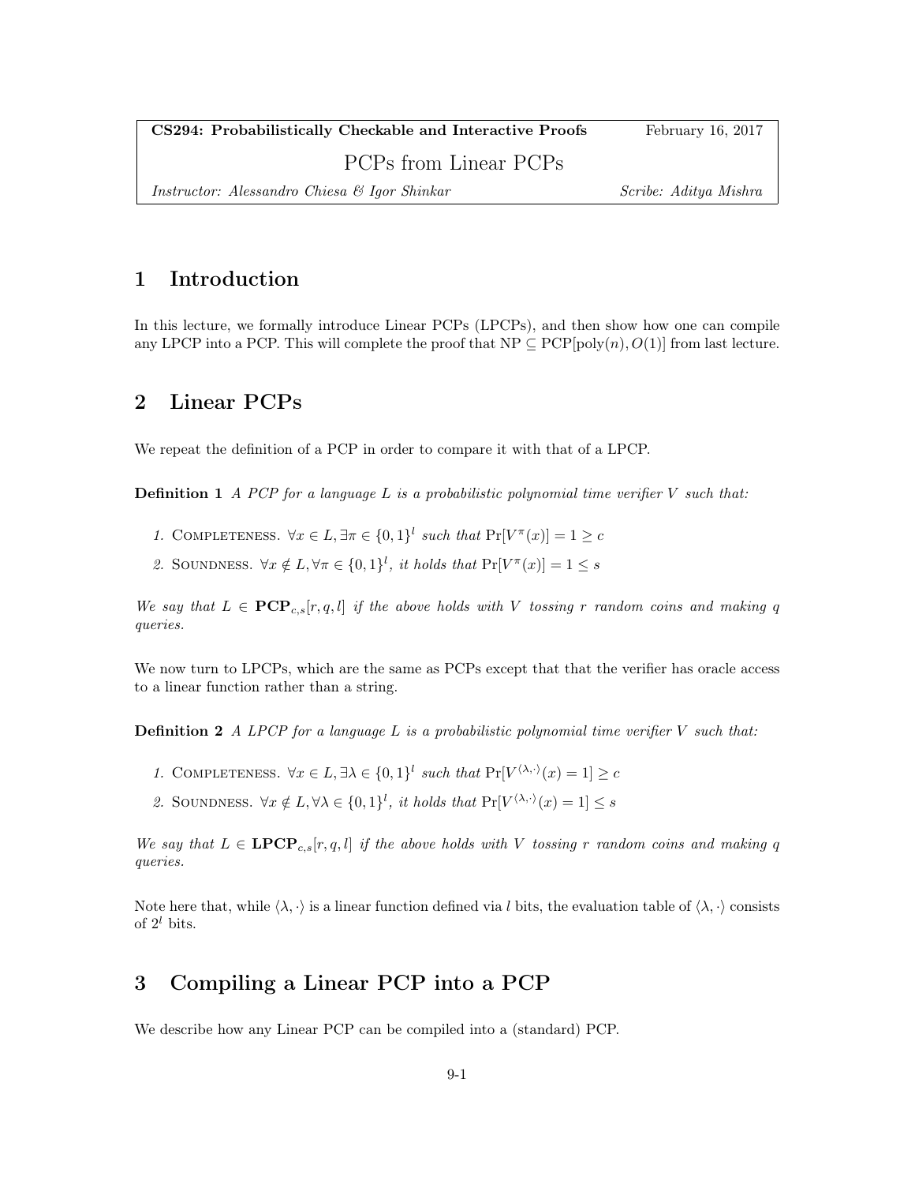**CS294: Probabilistically Checkable and Interactive Proofs** February 16, 2017

PCPs from Linear PCPs

*Instructor: Alessandro Chiesa & Igor Shinkar* *Scribe: Aditya Mishra*

# 1 Introduction

In this lecture, we formally introduce Linear PCPs (LPCPs), and then show how one can compile any LPCP into a PCP. This will complete the proof that NP $\subseteq$ PCP[poly$(n), O(1)$] from last lecture.

# 2 Linear PCPs

We repeat the definition of a PCP in order to compare it with that of a LPCP.

**Definition 1** *A PCP for a language $L$ is a probabilistic polynomial time verifier $V$ such that:*

1. Completeness. $\forall x \in L, \exists \pi \in \{0,1\}^l$ *such that* $\Pr[V^{\pi}(x)] = 1 \geq c$
2. Soundness. $\forall x \notin L, \forall \pi \in \{0,1\}^l$, *it holds that* $\Pr[V^{\pi}(x)] = 1 \leq s$

*We say that $L \in \mathbf{PCP}_{c,s}[r, q, l]$ if the above holds with $V$ tossing $r$ random coins and making $q$ queries.*

We now turn to LPCPs, which are the same as PCPs except that that the verifier has oracle access to a linear function rather than a string.

**Definition 2** *A LPCP for a language $L$ is a probabilistic polynomial time verifier $V$ such that:*

1. Completeness. $\forall x \in L, \exists \lambda \in \{0,1\}^l$ *such that* $\Pr[V^{\langle \lambda, \cdot \rangle}(x) = 1] \geq c$
2. Soundness. $\forall x \notin L, \forall \lambda \in \{0,1\}^l$, *it holds that* $\Pr[V^{\langle \lambda, \cdot \rangle}(x) = 1] \leq s$

*We say that $L \in \mathbf{LPCP}_{c,s}[r, q, l]$ if the above holds with $V$ tossing $r$ random coins and making $q$ queries.*

Note here that, while $\langle \lambda, \cdot \rangle$ is a linear function defined via $l$ bits, the evaluation table of $\langle \lambda, \cdot \rangle$ consists of $2^l$ bits.

# 3 Compiling a Linear PCP into a PCP

We describe how any Linear PCP can be compiled into a (standard) PCP.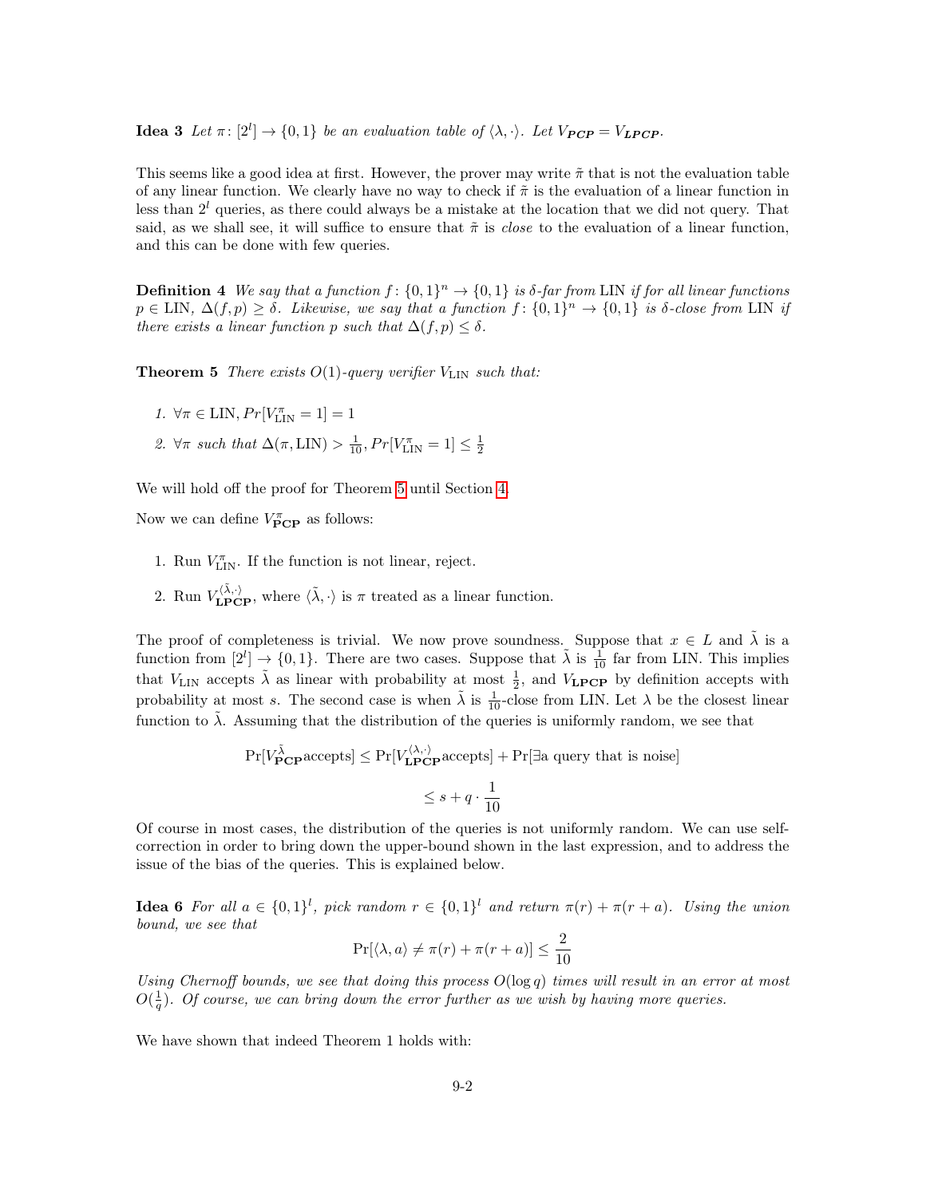**Idea 3** *Let $\pi\colon [2^l] \to \{0,1\}$ be an evaluation table of $\langle \lambda, \cdot \rangle$. Let $V_{\mathbf{PCP}} = V_{\mathbf{LPCP}}$.*

This seems like a good idea at first. However, the prover may write $\tilde{\pi}$ that is not the evaluation table of any linear function. We clearly have no way to check if $\tilde{\pi}$ is the evaluation of a linear function in less than $2^l$ queries, as there could always be a mistake at the location that we did not query. That said, as we shall see, it will suffice to ensure that $\tilde{\pi}$ is *close* to the evaluation of a linear function, and this can be done with few queries.

**Definition 4** *We say that a function $f\colon \{0,1\}^n \to \{0,1\}$ is $\delta$-far from* LIN *if for all linear functions $p \in \text{LIN}$, $\Delta(f,p) \geq \delta$. Likewise, we say that a function $f\colon \{0,1\}^n \to \{0,1\}$ is $\delta$-close from* LIN *if there exists a linear function $p$ such that $\Delta(f,p) \leq \delta$.*

**Theorem 5** *There exists $O(1)$-query verifier $V_{\text{LIN}}$ such that:*

1. $\forall \pi \in \text{LIN}, Pr[V_{\text{LIN}}^{\pi} = 1] = 1$
2. $\forall \pi$ *such that* $\Delta(\pi, \text{LIN}) > \frac{1}{10}, Pr[V_{\text{LIN}}^{\pi} = 1] \leq \frac{1}{2}$

We will hold off the proof for Theorem 5 until Section 4.

Now we can define $V_{\mathbf{PCP}}^{\pi}$ as follows:

1. Run $V_{\text{LIN}}^{\pi}$. If the function is not linear, reject.
2. Run $V_{\mathbf{LPCP}}^{\langle \tilde{\lambda}, \cdot \rangle}$, where $\langle \tilde{\lambda}, \cdot \rangle$ is $\pi$ treated as a linear function.

The proof of completeness is trivial. We now prove soundness. Suppose that $x \in L$ and $\tilde{\lambda}$ is a function from $[2^l] \to \{0,1\}$. There are two cases. Suppose that $\tilde{\lambda}$ is $\frac{1}{10}$ far from LIN. This implies that $V_{\text{LIN}}$ accepts $\tilde{\lambda}$ as linear with probability at most $\frac{1}{2}$, and $V_{\mathbf{LPCP}}$ by definition accepts with probability at most $s$. The second case is when $\tilde{\lambda}$ is $\frac{1}{10}$-close from LIN. Let $\lambda$ be the closest linear function to $\tilde{\lambda}$. Assuming that the distribution of the queries is uniformly random, we see that

$$\Pr[V_{\mathbf{PCP}}^{\tilde{\lambda}} \text{accepts}] \leq \Pr[V_{\mathbf{LPCP}}^{\langle \lambda, \cdot \rangle} \text{accepts}] + \Pr[\exists \text{a query that is noise}]$$

$$\leq s + q \cdot \frac{1}{10}$$

Of course in most cases, the distribution of the queries is not uniformly random. We can use self-correction in order to bring down the upper-bound shown in the last expression, and to address the issue of the bias of the queries. This is explained below.

**Idea 6** *For all $a \in \{0,1\}^l$, pick random $r \in \{0,1\}^l$ and return $\pi(r) + \pi(r+a)$. Using the union bound, we see that*

$$\Pr[\langle \lambda, a \rangle \neq \pi(r) + \pi(r+a)] \leq \frac{2}{10}$$

*Using Chernoff bounds, we see that doing this process $O(\log q)$ times will result in an error at most $O(\frac{1}{q})$. Of course, we can bring down the error further as we wish by having more queries.*

We have shown that indeed Theorem 1 holds with: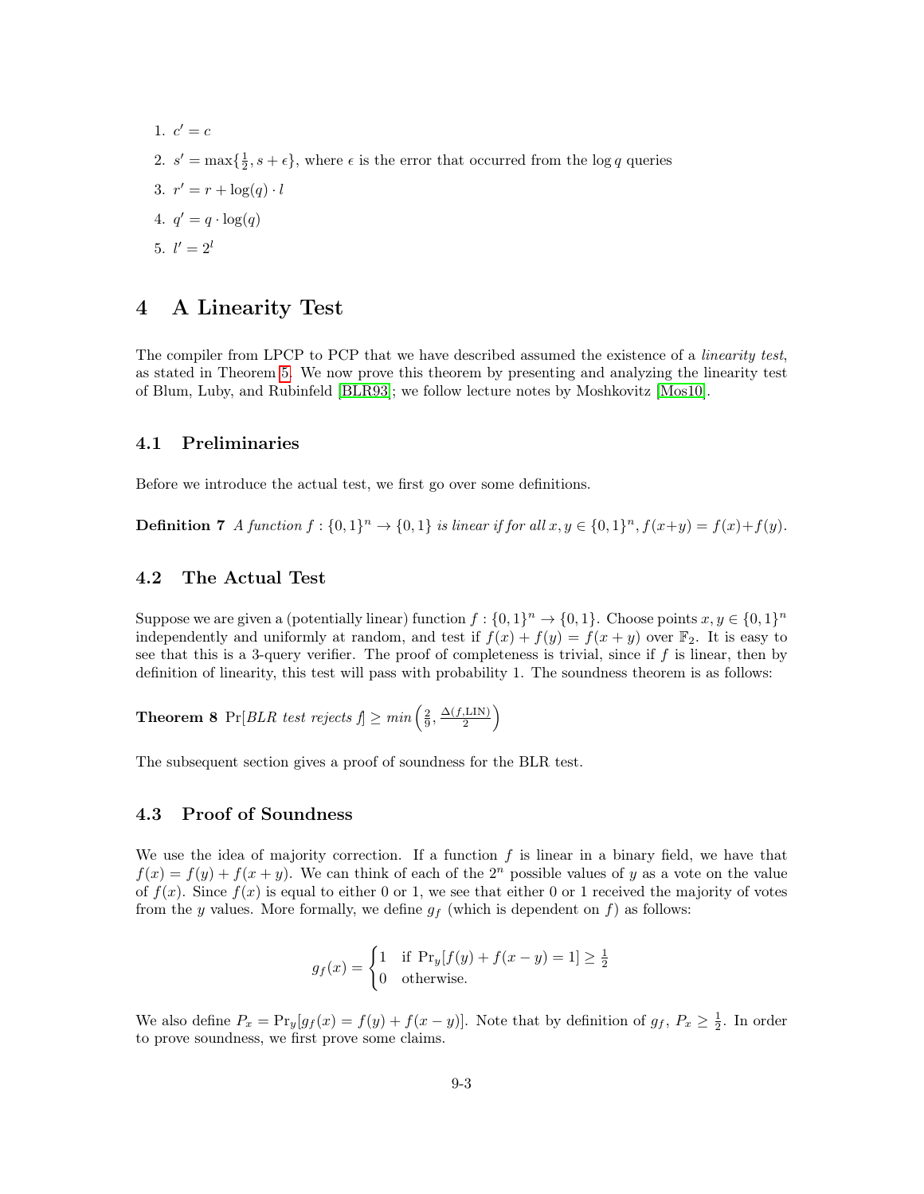1. $c' = c$
2. $s' = \max\{\frac{1}{2}, s + \epsilon\}$, where $\epsilon$ is the error that occurred from the $\log q$ queries
3. $r' = r + \log(q) \cdot l$
4. $q' = q \cdot \log(q)$
5. $l' = 2^l$

# 4 A Linearity Test

The compiler from LPCP to PCP that we have described assumed the existence of a *linearity test*, as stated in Theorem 5. We now prove this theorem by presenting and analyzing the linearity test of Blum, Luby, and Rubinfeld [BLR93]; we follow lecture notes by Moshkovitz [Mos10].

## 4.1 Preliminaries

Before we introduce the actual test, we first go over some definitions.

**Definition 7** *A function $f : \{0,1\}^n \to \{0,1\}$ is linear if for all $x, y \in \{0,1\}^n$, $f(x+y) = f(x)+f(y)$.*

## 4.2 The Actual Test

Suppose we are given a (potentially linear) function $f : \{0,1\}^n \to \{0,1\}$. Choose points $x, y \in \{0,1\}^n$ independently and uniformly at random, and test if $f(x) + f(y) = f(x+y)$ over $\mathbb{F}_2$. It is easy to see that this is a 3-query verifier. The proof of completeness is trivial, since if $f$ is linear, then by definition of linearity, this test will pass with probability 1. The soundness theorem is as follows:

**Theorem 8** $\Pr[$*BLR test rejects f*$] \geq min\left(\frac{2}{9}, \frac{\Delta(f,\text{LIN})}{2}\right)$

The subsequent section gives a proof of soundness for the BLR test.

## 4.3 Proof of Soundness

We use the idea of majority correction. If a function $f$ is linear in a binary field, we have that $f(x) = f(y) + f(x+y)$. We can think of each of the $2^n$ possible values of $y$ as a vote on the value of $f(x)$. Since $f(x)$ is equal to either 0 or 1, we see that either 0 or 1 received the majority of votes from the $y$ values. More formally, we define $g_f$ (which is dependent on $f$) as follows:

$$g_f(x) = \begin{cases} 1 & \text{if } \Pr_y[f(y) + f(x-y) = 1] \geq \frac{1}{2} \\ 0 & \text{otherwise.} \end{cases}$$

We also define $P_x = \Pr_y[g_f(x) = f(y) + f(x-y)]$. Note that by definition of $g_f$, $P_x \geq \frac{1}{2}$. In order to prove soundness, we first prove some claims.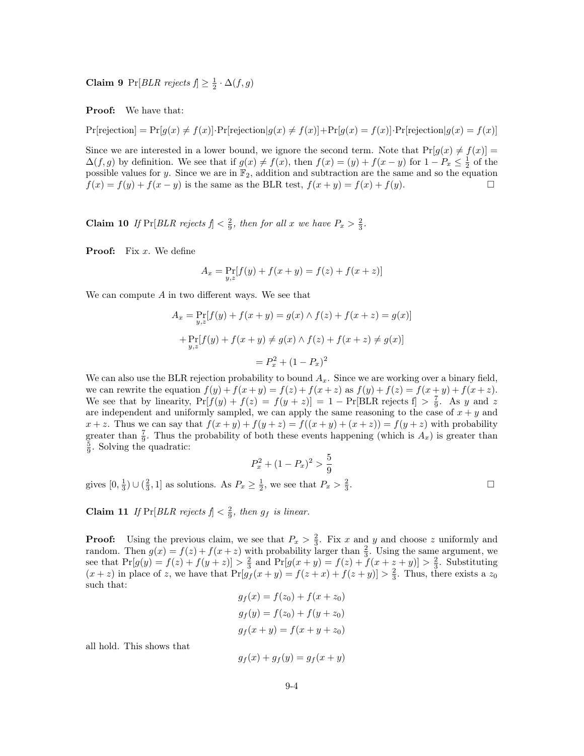**Claim 9** $\Pr[\textit{BLR rejects f}] \geq \frac{1}{2} \cdot \Delta(f, g)$

**Proof:** We have that:

$\Pr[\text{rejection}] = \Pr[g(x) \neq f(x)] \cdot \Pr[\text{rejection}|g(x) \neq f(x)] + \Pr[g(x) = f(x)] \cdot \Pr[\text{rejection}|g(x) = f(x)]$

Since we are interested in a lower bound, we ignore the second term. Note that $\Pr[g(x) \neq f(x)] = \Delta(f, g)$ by definition. We see that if $g(x) \neq f(x)$, then $f(x) = (y) + f(x - y)$ for $1 - P_x \leq \frac{1}{2}$ of the possible values for $y$. Since we are in $\mathbb{F}_2$, addition and subtraction are the same and so the equation $f(x) = f(y) + f(x - y)$ is the same as the BLR test, $f(x + y) = f(x) + f(y)$. □

**Claim 10** *If* $\Pr[\textit{BLR rejects f}] < \frac{2}{9}$*, then for all* $x$ *we have* $P_x > \frac{2}{3}$*.*

**Proof:** Fix $x$. We define

$$A_x = \Pr_{y,z}[f(y) + f(x + y) = f(z) + f(x + z)]$$

We can compute $A$ in two different ways. We see that

$$A_x = \Pr_{y,z}[f(y) + f(x + y) = g(x) \wedge f(z) + f(x + z) = g(x)]$$

$$+ \Pr_{y,z}[f(y) + f(x + y) \neq g(x) \wedge f(z) + f(x + z) \neq g(x)]$$

$$= P_x^2 + (1 - P_x)^2$$

We can also use the BLR rejection probability to bound $A_x$. Since we are working over a binary field, we can rewrite the equation $f(y) + f(x + y) = f(z) + f(x + z)$ as $f(y) + f(z) = f(x + y) + f(x + z)$. We see that by linearity, $\Pr[f(y) + f(z) = f(y + z)] = 1 - \Pr[\text{BLR rejects f}] > \frac{7}{9}$. As $y$ and $z$ are independent and uniformly sampled, we can apply the same reasoning to the case of $x + y$ and $x + z$. Thus we can say that $f(x + y) + f(y + z) = f((x + y) + (x + z)) = f(y + z)$ with probability greater than $\frac{7}{9}$. Thus the probability of both these events happening (which is $A_x$) is greater than $\frac{5}{9}$. Solving the quadratic:

$$P_x^2 + (1 - P_x)^2 > \frac{5}{9}$$

gives $[0, \frac{1}{3}) \cup (\frac{2}{3}, 1]$ as solutions. As $P_x \geq \frac{1}{2}$, we see that $P_x > \frac{2}{3}$. □

**Claim 11** *If* $\Pr[\textit{BLR rejects f}] < \frac{2}{9}$*, then* $g_f$ *is linear.*

**Proof:** Using the previous claim, we see that $P_x > \frac{2}{3}$. Fix $x$ and $y$ and choose $z$ uniformly and random. Then $g(x) = f(z) + f(x + z)$ with probability larger than $\frac{2}{3}$. Using the same argument, we see that $\Pr[g(y) = f(z) + f(y + z)] > \frac{2}{3}$ and $\Pr[g(x + y) = f(z) + f(x + z + y)] > \frac{2}{3}$. Substituting $(x + z)$ in place of $z$, we have that $\Pr[g_f(x + y) = f(z + x) + f(z + y)] > \frac{2}{3}$. Thus, there exists a $z_0$ such that:

$$g_f(x) = f(z_0) + f(x + z_0)$$

$$g_f(y) = f(z_0) + f(y + z_0)$$

$$g_f(x + y) = f(x + y + z_0)$$

all hold. This shows that

$$g_f(x) + g_f(y) = g_f(x + y)$$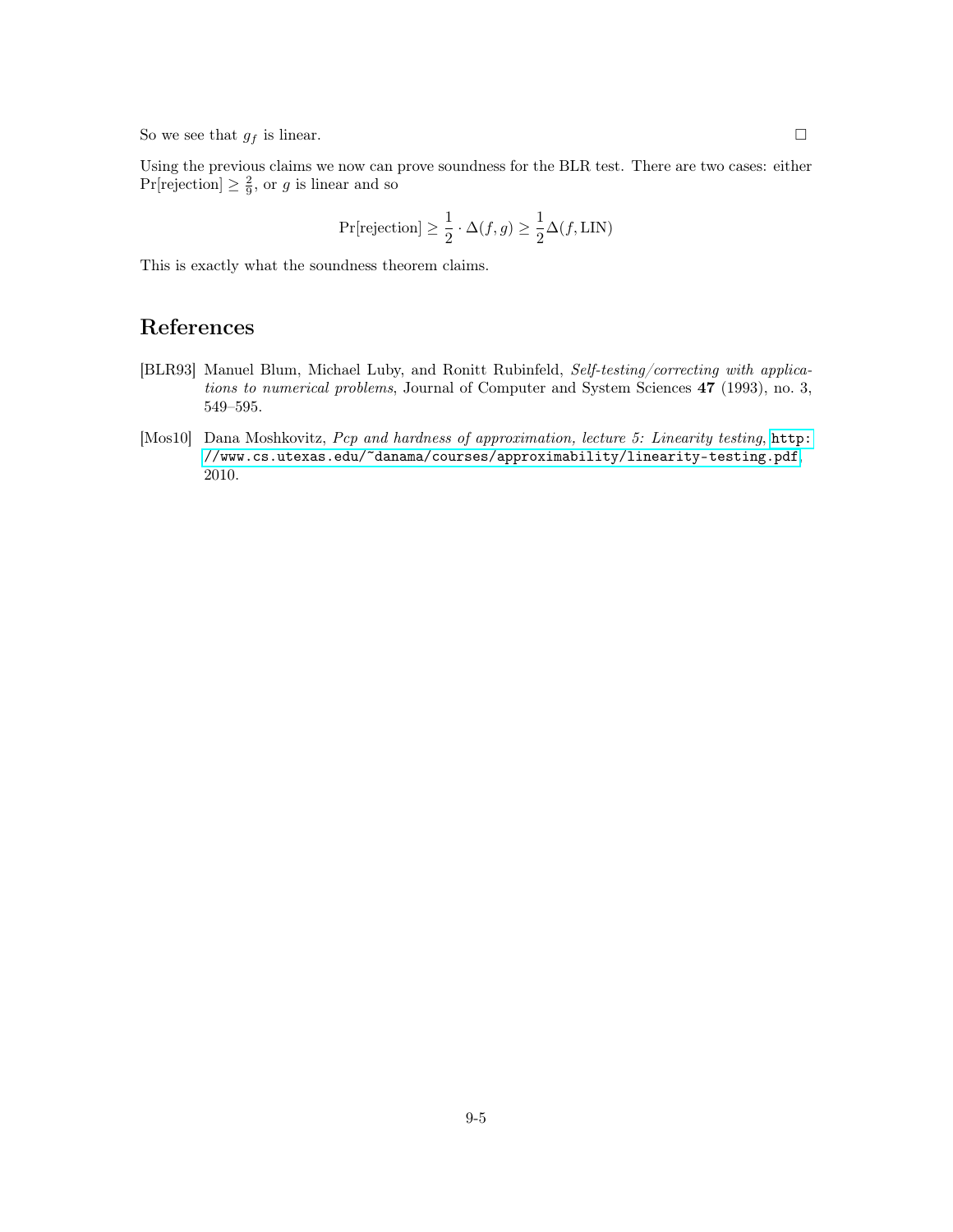So we see that $g_f$ is linear. □

Using the previous claims we now can prove soundness for the BLR test. There are two cases: either $\Pr[\text{rejection}] \geq \frac{2}{9}$, or $g$ is linear and so

$$\Pr[\text{rejection}] \geq \frac{1}{2} \cdot \Delta(f, g) \geq \frac{1}{2}\Delta(f, \text{LIN})$$

This is exactly what the soundness theorem claims.

## References

[BLR93] Manuel Blum, Michael Luby, and Ronitt Rubinfeld, *Self-testing/correcting with applications to numerical problems*, Journal of Computer and System Sciences **47** (1993), no. 3, 549–595.

[Mos10] Dana Moshkovitz, *Pcp and hardness of approximation, lecture 5: Linearity testing*, http://www.cs.utexas.edu/~danama/courses/approximability/linearity-testing.pdf, 2010.